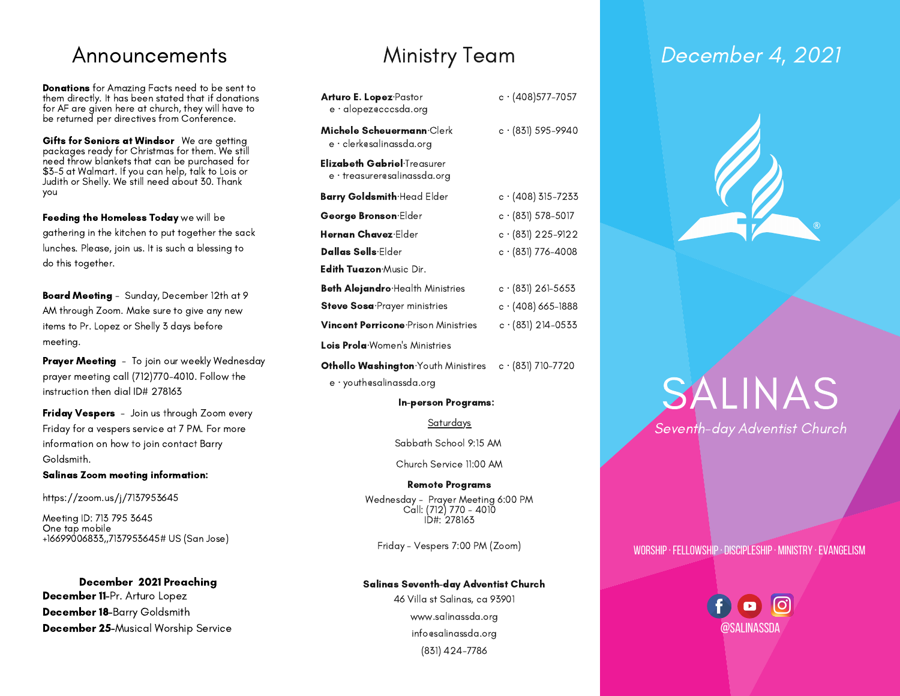# Announcements

**Donations** for Amazing Facts need to be sent to them directly. It has been stated that if donations for AF are given here at church, they will have to be returned per directives from Conference.

**Gifts for Seniors at Windsor** We are getting packages ready for Christmas for them. We still need throw blankets that can be purchased for $3-5 at Walmart. If you can help, talk to Lois or Judith or Shelly. We still need about 30. Thank you

**Feeding the Homeless Today** we will be gathering in the kitchen to put together the sack lunches. Please, join us. It is such a blessing to do this together.

**Board Meeting** - Sunday, December 12th at 9 AM through Zoom. Make sure to give any new items to Pr. Lopez or Shelly 3 days before meeting.

**Prayer Meeting** - To join our weekly Wednesday prayer meeting call (712)770-4010. Follow the instruction then dial ID# 278163

**Friday Vespers** - Join us through Zoom every Friday for a vespers service at 7 PM. For more information on how to join contact Barry Goldsmith.

**Salinas Zoom meeting information:**

https://zoom.us/j/7137953645

Meeting ID: 713 795 3645
One tap mobile
+16699006833,,7137953645# US (San Jose)

**December 2021 Preaching**

**December 11**-Pr. Arturo Lopez
**December 18**-Barry Goldsmith
**December 25**-Musical Worship Service

# Ministry Team

**Arturo E. Lopez**·Pastor c · (408)577-7057
e · alopez@cccsda.org

**Michele Scheuermann**·Clerk c · (831) 595-9940
e · clerk@salinassda.org

**Elizabeth Gabriel**·Treasurer
e · treasurer@salinassda.org

**Barry Goldsmith**·Head Elder c · (408) 315-7233

**George Bronson**·Elder c · (831) 578-5017

**Hernan Chavez**·Elder c · (831) 225-9122

**Dallas Sells**·Elder c · (831) 776-4008

**Edith Tuazon**·Music Dir.

**Beth Alejandro**·Health Ministries c · (831) 261-5653

**Steve Sosa**·Prayer ministries c · (408) 665-1888

**Vincent Perricone**·Prison Ministries c · (831) 214-0533

**Lois Prola**·Women's Ministries

**Othello Washington**·Youth Ministires c · (831) 710-7720
e · youth@salinassda.org

**In-person Programs:**

Saturdays

Sabbath School 9:15 AM

Church Service 11:00 AM

**Remote Programs**

Wednesday - Prayer Meeting 6:00 PM
Call: (712) 770 - 4010
ID#: 278163

Friday - Vespers 7:00 PM (Zoom)

**Salinas Seventh-day Adventist Church**
46 Villa st Salinas, ca 93901
www.salinassda.org
info@salinassda.org
(831) 424-7786

*December 4, 2021*

# SALINAS

*Seventh-day Adventist Church*

WORSHIP · FELLOWSHIP · DISCIPLESHIP · MINISTRY · EVANGELISM

@SALINASSDA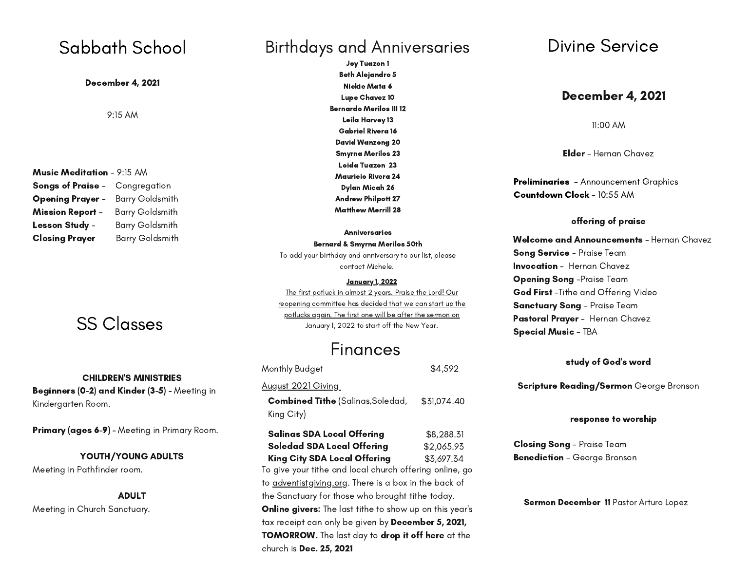# Sabbath School

**December 4, 2021**

9:15 AM

**Music Meditation** – 9:15 AM
**Songs of Praise** – Congregation
**Opening Prayer** – Barry Goldsmith
**Mission Report** – Barry Goldsmith
**Lesson Study** – Barry Goldsmith
**Closing Prayer** Barry Goldsmith

# SS Classes

**CHILDREN'S MINISTRIES**

**Beginners (0-2) and Kinder (3-5)** - Meeting in Kindergarten Room.

**Primary (ages 6-9)** - Meeting in Primary Room.

**YOUTH/YOUNG ADULTS**

Meeting in Pathfinder room.

**ADULT**

Meeting in Church Sanctuary.

# Birthdays and Anniversaries

**Joy Tuazon 1**
**Beth Alejandro 5**
**Nickie Mata 6**
**Lupe Chavez 10**
**Bernardo Merilos III 12**
**Leila Harvey 13**
**Gabriel Rivera 16**
**David Wanzong 20**
**Smyrna Merilos 23**
**Loida Tuazon 23**
**Mauricio Rivera 24**
**Dylan Micah 26**
**Andrew Philpott 27**
**Matthew Merrill 28**

**Anniversaries**

**Bernard & Smyrna Merilos 50th**

To add your birthday and anniversary to our list, please contact Michele.

**January 1, 2022**

The first potluck in almost 2 years. Praise the Lord! Our reopening committee has decided that we can start up the potlucks again. The first one will be after the sermon on January 1, 2022 to start off the New Year.

# Finances

| | |
|---|---|
| Monthly Budget | $4,592 |
| August 2021 Giving | |
| **Combined Tithe** (Salinas,Soledad, King City) | $31,074.40 |
| **Salinas SDA Local Offering** | $8,288.31 |
| **Soledad SDA Local Offering** | $2,065.93 |
| **King City SDA Local Offering** | $3,697.74 |

To give your tithe and local church offering online, go to adventistgiving.org. There is a box in the back of the Sanctuary for those who brought tithe today. **Online givers:** The last tithe to show up on this year's tax receipt can only be given by **December 5, 2021, TOMORROW.** The last day to **drop it off here** at the church is **Dec. 25, 2021**

# Divine Service

**December 4, 2021**

11:00 AM

**Elder** – Hernan Chavez

**Preliminaries** – Announcement Graphics
**Countdown Clock** – 10:55 AM

**offering of praise**

**Welcome and Announcements** – Hernan Chavez
**Song Service** – Praise Team
**Invocation** – Hernan Chavez
**Opening Song** –Praise Team
**God First** –Tithe and Offering Video
**Sanctuary Song** – Praise Team
**Pastoral Prayer** – Hernan Chavez
**Special Music** – TBA

**study of God's word**

**Scripture Reading/Sermon** George Bronson

**response to worship**

**Closing Song** – Praise Team
**Benediction** – George Bronson

**Sermon December 11** Pastor Arturo Lopez